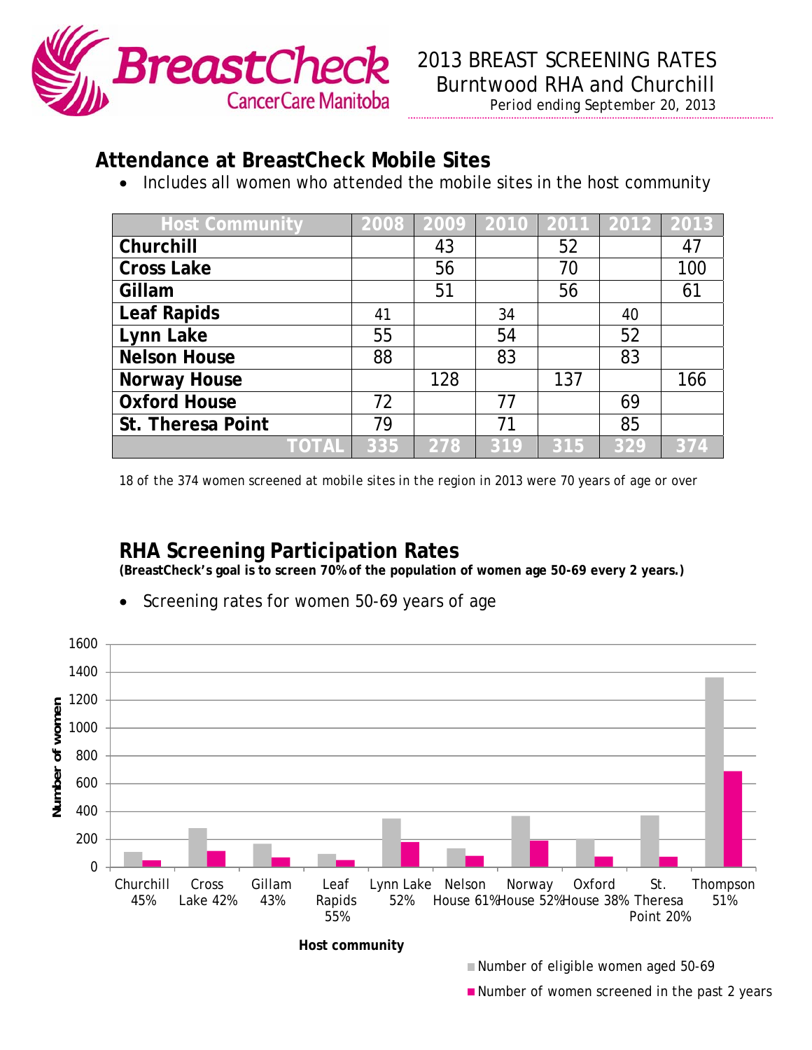BreastCheck
CancerCare Manitoba

# 2013 BREAST SCREENING RATES
## Burntwood RHA and Churchill
Period ending September 20, 2013

## Attendance at BreastCheck Mobile Sites

- Includes all women who attended the mobile sites in the host community

| Host Community | 2008 | 2009 | 2010 | 2011 | 2012 | 2013 |
|---|---|---|---|---|---|---|
| Churchill | | 43 | | 52 | | 47 |
| Cross Lake | | 56 | | 70 | | 100 |
| Gillam | | 51 | | 56 | | 61 |
| Leaf Rapids | 41 | | 34 | | 40 | |
| Lynn Lake | 55 | | 54 | | 52 | |
| Nelson House | 88 | | 83 | | 83 | |
| Norway House | | 128 | | 137 | | 166 |
| Oxford House | 72 | | 77 | | 69 | |
| St. Theresa Point | 79 | | 71 | | 85 | |
| TOTAL | 335 | 278 | 319 | 315 | 329 | 374 |

*18 of the 374 women screened at mobile sites in the region in 2013 were 70 years of age or over*

## RHA Screening Participation Rates

**(BreastCheck's goal is to screen 70% of the population of women age 50-69 every 2 years.)**

- Screening rates for women 50-69 years of age

Host community: Churchill 45%, Cross Lake 42%, Gillam 43%, Leaf Rapids 55%, Lynn Lake 52%, Nelson House 61%, Norway House 52%, Oxford House 38%, St. Theresa Point 20%, Thompson 51%

Number of women (0–1600)

- Number of eligible women aged 50-69
- Number of women screened in the past 2 years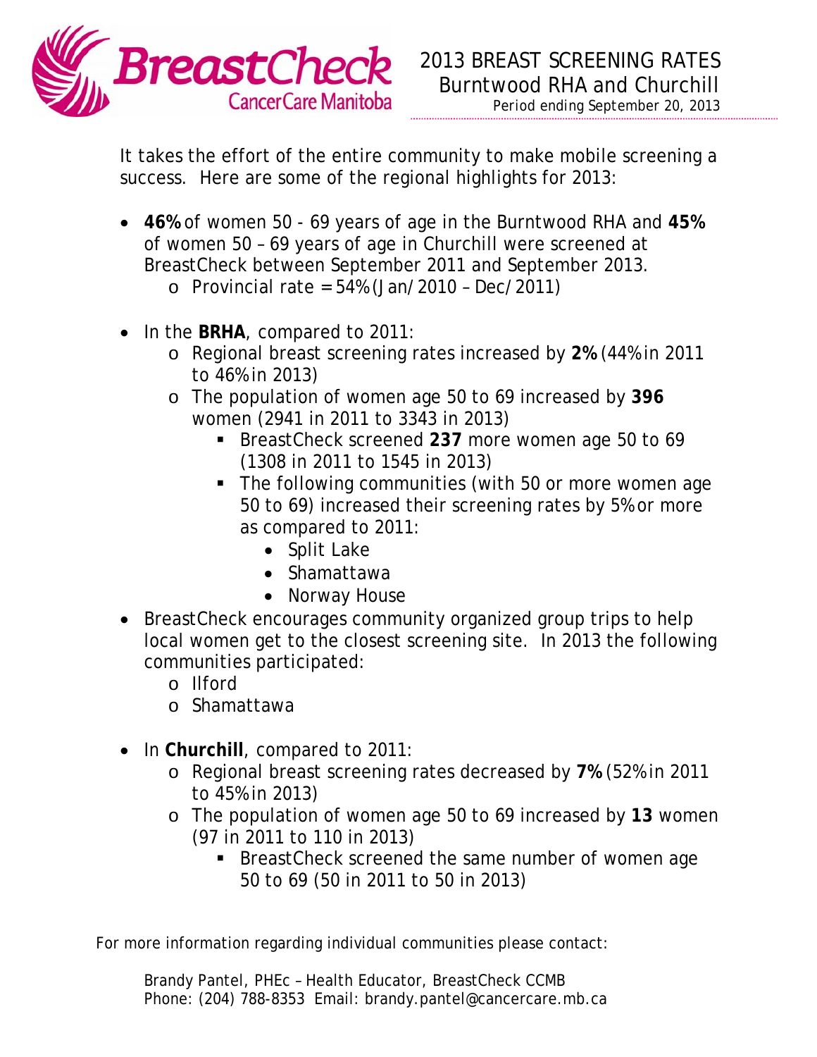**BreastCheck**
CancerCare Manitoba

# 2013 BREAST SCREENING RATES
## Burntwood RHA and Churchill
Period ending September 20, 2013

It takes the effort of the entire community to make mobile screening a success. Here are some of the regional highlights for 2013:

- **46%** of women 50 - 69 years of age in the Burntwood RHA and **45%** of women 50 – 69 years of age in Churchill were screened at BreastCheck between September 2011 and September 2013.
  - Provincial rate = 54% (Jan/2010 – Dec/2011)
- In the **BRHA**, compared to 2011:
  - Regional breast screening rates increased by **2%** (44% in 2011 to 46% in 2013)
  - The population of women age 50 to 69 increased by **396** women (2941 in 2011 to 3343 in 2013)
    - BreastCheck screened **237** more women age 50 to 69 (1308 in 2011 to 1545 in 2013)
    - The following communities (with 50 or more women age 50 to 69) increased their screening rates by 5% or more as compared to 2011:
      - Split Lake
      - Shamattawa
      - Norway House
- BreastCheck encourages community organized group trips to help local women get to the closest screening site. In 2013 the following communities participated:
  - Ilford
  - Shamattawa
- In **Churchill**, compared to 2011:
  - Regional breast screening rates decreased by **7%** (52% in 2011 to 45% in 2013)
  - The population of women age 50 to 69 increased by **13** women (97 in 2011 to 110 in 2013)
    - BreastCheck screened the same number of women age 50 to 69 (50 in 2011 to 50 in 2013)

For more information regarding individual communities please contact:

Brandy Pantel, PHEc – Health Educator, BreastCheck CCMB
Phone: (204) 788-8353 Email: brandy.pantel@cancercare.mb.ca